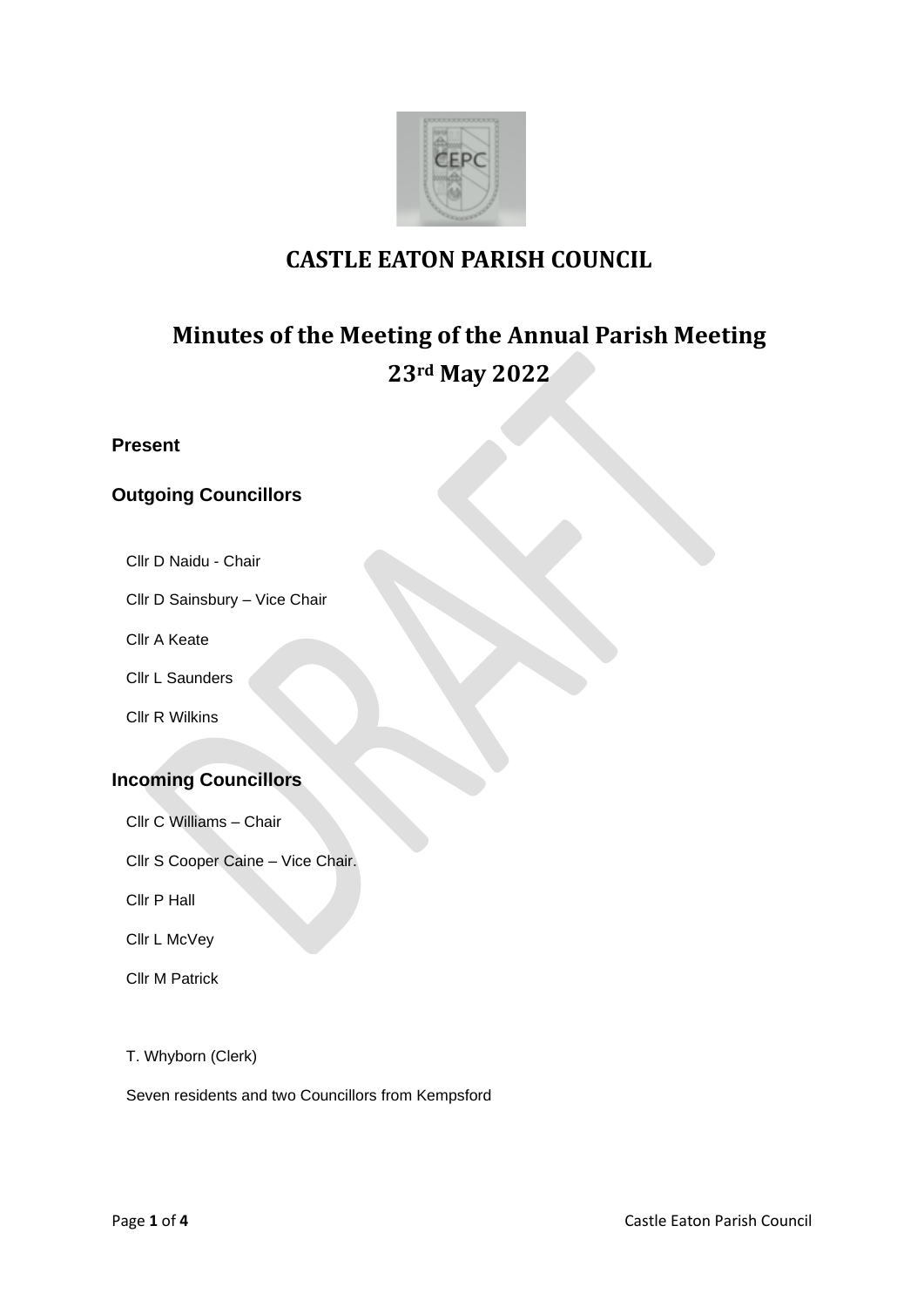# CASTLE EATON PARISH COUNCIL

## Minutes of the Meeting of the Annual Parish Meeting 23rd May 2022

### Present

### Outgoing Councillors

Cllr D Naidu - Chair

Cllr D Sainsbury – Vice Chair

Cllr A Keate

Cllr L Saunders

Cllr R Wilkins

### Incoming Councillors

Cllr C Williams – Chair

Cllr S Cooper Caine – Vice Chair.

Cllr P Hall

Cllr L McVey

Cllr M Patrick

T. Whyborn (Clerk)

Seven residents and two Councillors from Kempsford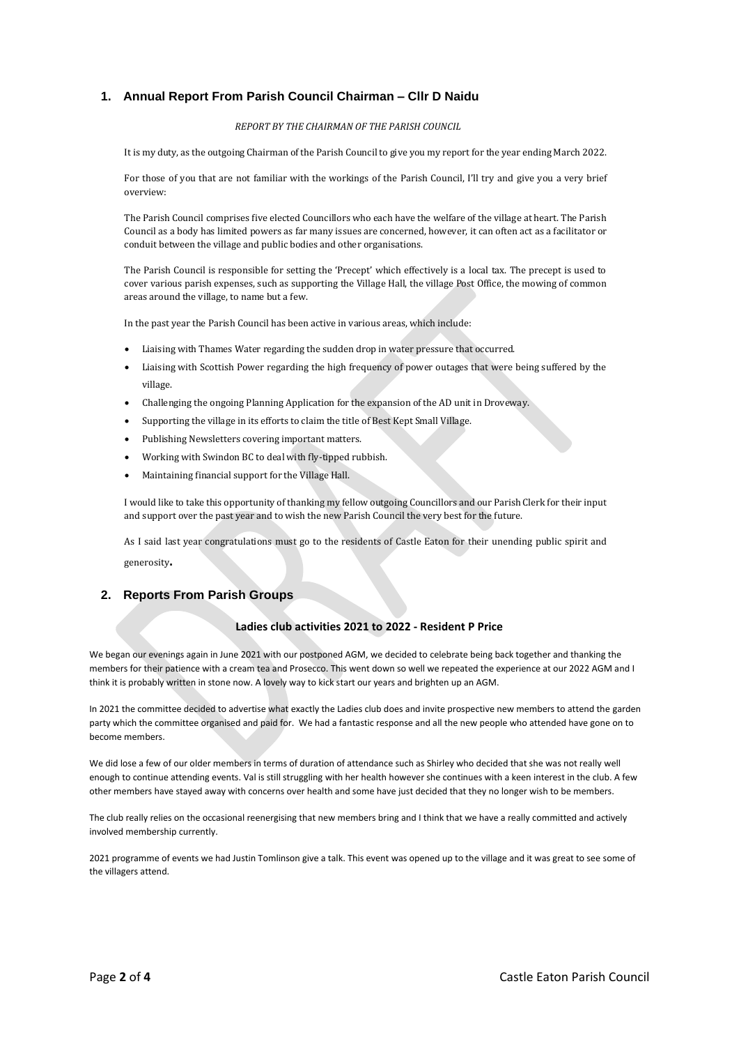## 1. Annual Report From Parish Council Chairman – Cllr D Naidu

*REPORT BY THE CHAIRMAN OF THE PARISH COUNCIL*

It is my duty, as the outgoing Chairman of the Parish Council to give you my report for the year ending March 2022.

For those of you that are not familiar with the workings of the Parish Council, I'll try and give you a very brief overview:

The Parish Council comprises five elected Councillors who each have the welfare of the village at heart. The Parish Council as a body has limited powers as far many issues are concerned, however, it can often act as a facilitator or conduit between the village and public bodies and other organisations.

The Parish Council is responsible for setting the 'Precept' which effectively is a local tax. The precept is used to cover various parish expenses, such as supporting the Village Hall, the village Post Office, the mowing of common areas around the village, to name but a few.

In the past year the Parish Council has been active in various areas, which include:

- Liaising with Thames Water regarding the sudden drop in water pressure that occurred.
- Liaising with Scottish Power regarding the high frequency of power outages that were being suffered by the village.
- Challenging the ongoing Planning Application for the expansion of the AD unit in Droveway.
- Supporting the village in its efforts to claim the title of Best Kept Small Village.
- Publishing Newsletters covering important matters.
- Working with Swindon BC to deal with fly-tipped rubbish.
- Maintaining financial support for the Village Hall.

I would like to take this opportunity of thanking my fellow outgoing Councillors and our Parish Clerk for their input and support over the past year and to wish the new Parish Council the very best for the future.

As I said last year congratulations must go to the residents of Castle Eaton for their unending public spirit and generosity**.**

## 2. Reports From Parish Groups

**Ladies club activities 2021 to 2022 - Resident P Price**

We began our evenings again in June 2021 with our postponed AGM, we decided to celebrate being back together and thanking the members for their patience with a cream tea and Prosecco. This went down so well we repeated the experience at our 2022 AGM and I think it is probably written in stone now. A lovely way to kick start our years and brighten up an AGM.

In 2021 the committee decided to advertise what exactly the Ladies club does and invite prospective new members to attend the garden party which the committee organised and paid for. We had a fantastic response and all the new people who attended have gone on to become members.

We did lose a few of our older members in terms of duration of attendance such as Shirley who decided that she was not really well enough to continue attending events. Val is still struggling with her health however she continues with a keen interest in the club. A few other members have stayed away with concerns over health and some have just decided that they no longer wish to be members.

The club really relies on the occasional reenergising that new members bring and I think that we have a really committed and actively involved membership currently.

2021 programme of events we had Justin Tomlinson give a talk. This event was opened up to the village and it was great to see some of the villagers attend.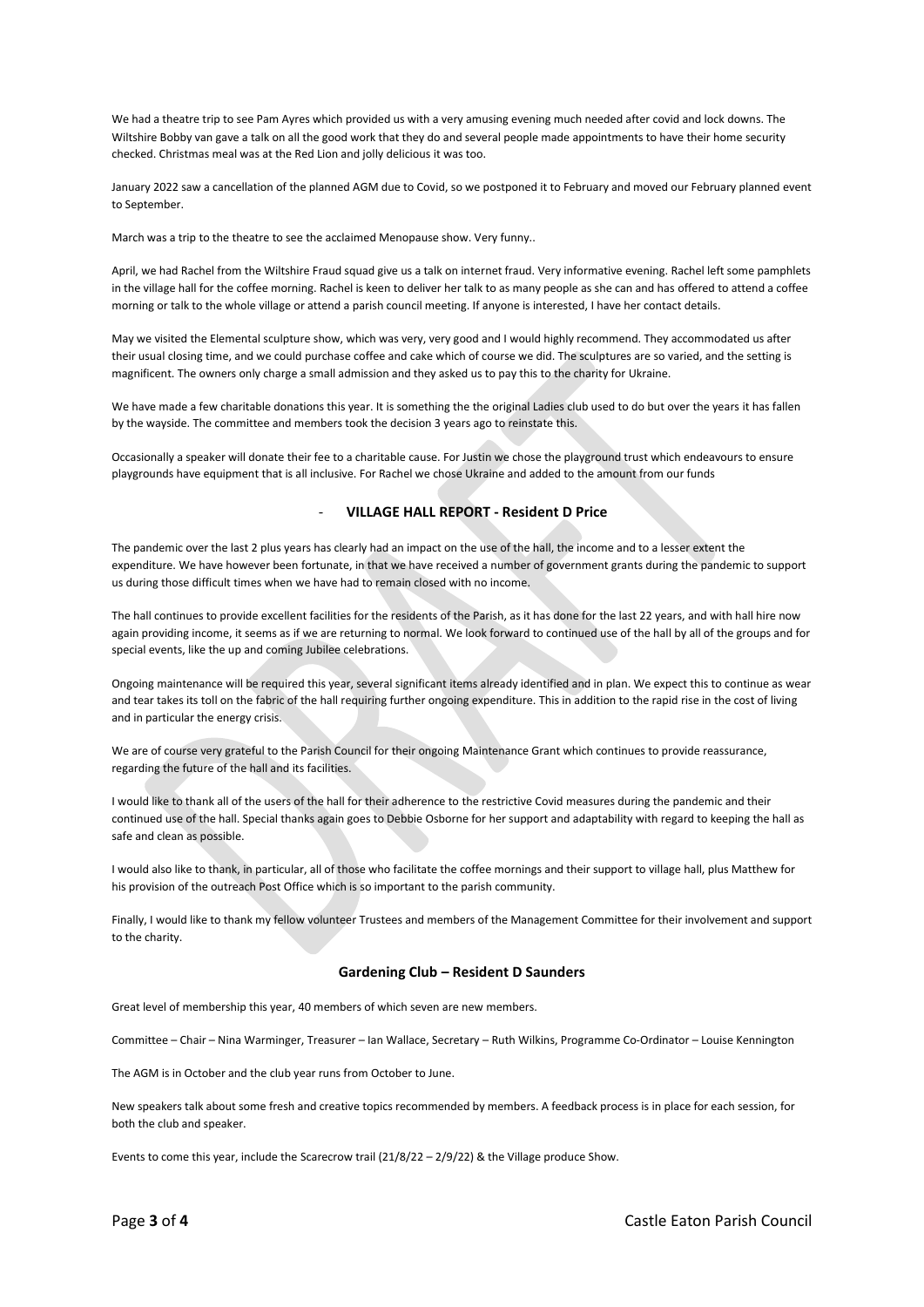We had a theatre trip to see Pam Ayres which provided us with a very amusing evening much needed after covid and lock downs. The Wiltshire Bobby van gave a talk on all the good work that they do and several people made appointments to have their home security checked. Christmas meal was at the Red Lion and jolly delicious it was too.

January 2022 saw a cancellation of the planned AGM due to Covid, so we postponed it to February and moved our February planned event to September.

March was a trip to the theatre to see the acclaimed Menopause show. Very funny..

April, we had Rachel from the Wiltshire Fraud squad give us a talk on internet fraud. Very informative evening. Rachel left some pamphlets in the village hall for the coffee morning. Rachel is keen to deliver her talk to as many people as she can and has offered to attend a coffee morning or talk to the whole village or attend a parish council meeting. If anyone is interested, I have her contact details.

May we visited the Elemental sculpture show, which was very, very good and I would highly recommend. They accommodated us after their usual closing time, and we could purchase coffee and cake which of course we did. The sculptures are so varied, and the setting is magnificent. The owners only charge a small admission and they asked us to pay this to the charity for Ukraine.

We have made a few charitable donations this year. It is something the the original Ladies club used to do but over the years it has fallen by the wayside. The committee and members took the decision 3 years ago to reinstate this.

Occasionally a speaker will donate their fee to a charitable cause. For Justin we chose the playground trust which endeavours to ensure playgrounds have equipment that is all inclusive. For Rachel we chose Ukraine and added to the amount from our funds

- **VILLAGE HALL REPORT - Resident D Price**

The pandemic over the last 2 plus years has clearly had an impact on the use of the hall, the income and to a lesser extent the expenditure. We have however been fortunate, in that we have received a number of government grants during the pandemic to support us during those difficult times when we have had to remain closed with no income.

The hall continues to provide excellent facilities for the residents of the Parish, as it has done for the last 22 years, and with hall hire now again providing income, it seems as if we are returning to normal. We look forward to continued use of the hall by all of the groups and for special events, like the up and coming Jubilee celebrations.

Ongoing maintenance will be required this year, several significant items already identified and in plan. We expect this to continue as wear and tear takes its toll on the fabric of the hall requiring further ongoing expenditure. This in addition to the rapid rise in the cost of living and in particular the energy crisis.

We are of course very grateful to the Parish Council for their ongoing Maintenance Grant which continues to provide reassurance, regarding the future of the hall and its facilities.

I would like to thank all of the users of the hall for their adherence to the restrictive Covid measures during the pandemic and their continued use of the hall. Special thanks again goes to Debbie Osborne for her support and adaptability with regard to keeping the hall as safe and clean as possible.

I would also like to thank, in particular, all of those who facilitate the coffee mornings and their support to village hall, plus Matthew for his provision of the outreach Post Office which is so important to the parish community.

Finally, I would like to thank my fellow volunteer Trustees and members of the Management Committee for their involvement and support to the charity.

**Gardening Club – Resident D Saunders**

Great level of membership this year, 40 members of which seven are new members.

Committee – Chair – Nina Warminger, Treasurer – Ian Wallace, Secretary – Ruth Wilkins, Programme Co-Ordinator – Louise Kennington

The AGM is in October and the club year runs from October to June.

New speakers talk about some fresh and creative topics recommended by members. A feedback process is in place for each session, for both the club and speaker.

Events to come this year, include the Scarecrow trail (21/8/22 – 2/9/22) & the Village produce Show.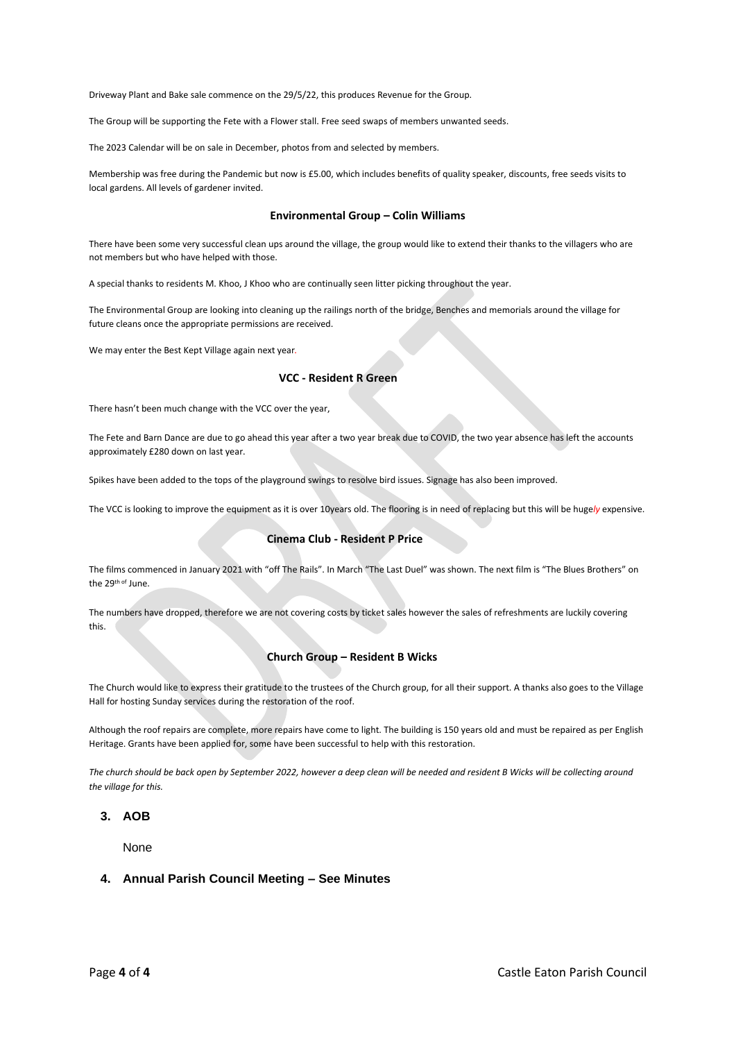Driveway Plant and Bake sale commence on the 29/5/22, this produces Revenue for the Group.

The Group will be supporting the Fete with a Flower stall. Free seed swaps of members unwanted seeds.

The 2023 Calendar will be on sale in December, photos from and selected by members.

Membership was free during the Pandemic but now is £5.00, which includes benefits of quality speaker, discounts, free seeds visits to local gardens. All levels of gardener invited.

**Environmental Group – Colin Williams**

There have been some very successful clean ups around the village, the group would like to extend their thanks to the villagers who are not members but who have helped with those.

A special thanks to residents M. Khoo, J Khoo who are continually seen litter picking throughout the year.

The Environmental Group are looking into cleaning up the railings north of the bridge, Benches and memorials around the village for future cleans once the appropriate permissions are received.

We may enter the Best Kept Village again next year.

**VCC - Resident R Green**

There hasn't been much change with the VCC over the year,

The Fete and Barn Dance are due to go ahead this year after a two year break due to COVID, the two year absence has left the accounts approximately £280 down on last year.

Spikes have been added to the tops of the playground swings to resolve bird issues. Signage has also been improved.

The VCC is looking to improve the equipment as it is over 10years old. The flooring is in need of replacing but this will be huge*ly* expensive.

**Cinema Club - Resident P Price**

The films commenced in January 2021 with "off The Rails". In March "The Last Duel" was shown. The next film is "The Blues Brothers" on the 29th of June.

The numbers have dropped, therefore we are not covering costs by ticket sales however the sales of refreshments are luckily covering this.

**Church Group – Resident B Wicks**

The Church would like to express their gratitude to the trustees of the Church group, for all their support. A thanks also goes to the Village Hall for hosting Sunday services during the restoration of the roof.

Although the roof repairs are complete, more repairs have come to light. The building is 150 years old and must be repaired as per English Heritage. Grants have been applied for, some have been successful to help with this restoration.

*The church should be back open by September 2022, however a deep clean will be needed and resident B Wicks will be collecting around the village for this.*

## 3. AOB

None

## 4. Annual Parish Council Meeting – See Minutes